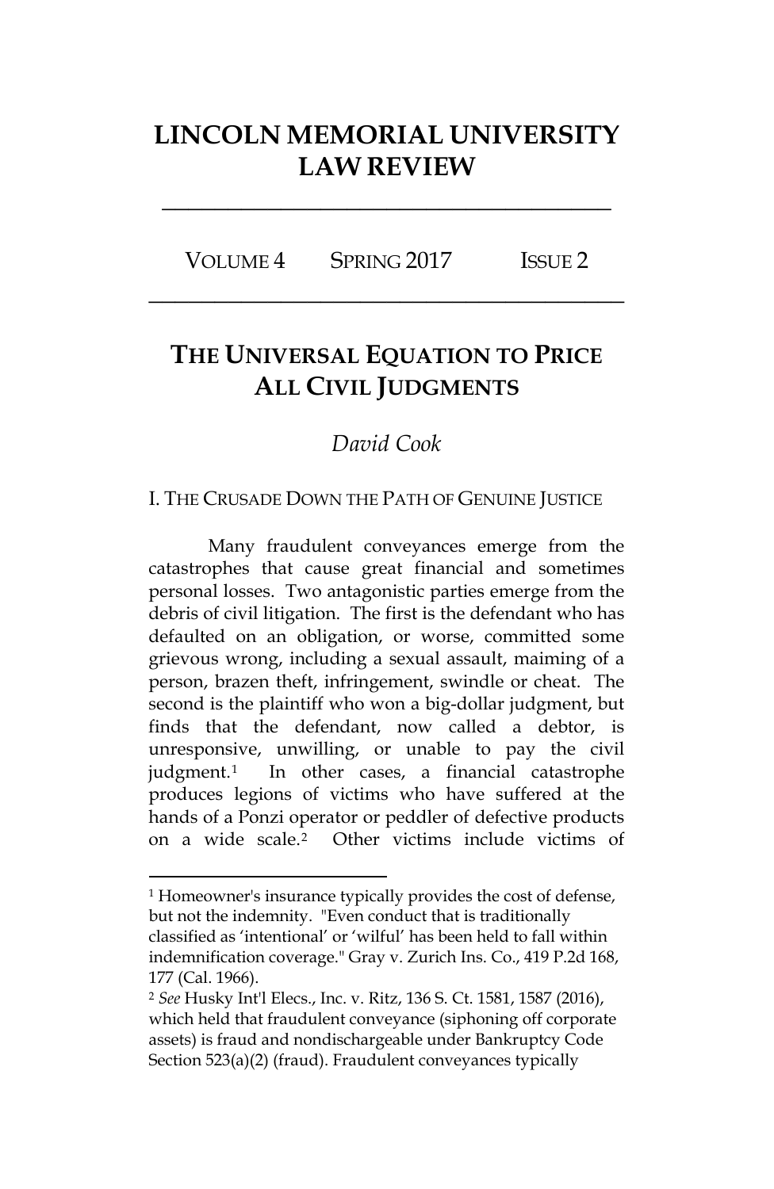# LINCOLN MEMORIAL UNIVERSITY LAW REVIEW

VOLUME 4 SPRING 2017 ISSUE 2

## THE UNIVERSAL EQUATION TO PRICE ALL CIVIL JUDGMENTS

*David Cook*

### I. THE CRUSADE DOWN THE PATH OF GENUINE JUSTICE

Many fraudulent conveyances emerge from the catastrophes that cause great financial and sometimes personal losses. Two antagonistic parties emerge from the debris of civil litigation. The first is the defendant who has defaulted on an obligation, or worse, committed some grievous wrong, including a sexual assault, maiming of a person, brazen theft, infringement, swindle or cheat. The second is the plaintiff who won a big-dollar judgment, but finds that the defendant, now called a debtor, is unresponsive, unwilling, or unable to pay the civil judgment.[1] In other cases, a financial catastrophe produces legions of victims who have suffered at the hands of a Ponzi operator or peddler of defective products on a wide scale.[2] Other victims include victims of

---

[1] Homeowner's insurance typically provides the cost of defense, but not the indemnity. "Even conduct that is traditionally classified as 'intentional' or 'wilful' has been held to fall within indemnification coverage." Gray v. Zurich Ins. Co., 419 P.2d 168, 177 (Cal. 1966).

[2] *See* Husky Int'l Elecs., Inc. v. Ritz, 136 S. Ct. 1581, 1587 (2016), which held that fraudulent conveyance (siphoning off corporate assets) is fraud and nondischargeable under Bankruptcy Code Section 523(a)(2) (fraud). Fraudulent conveyances typically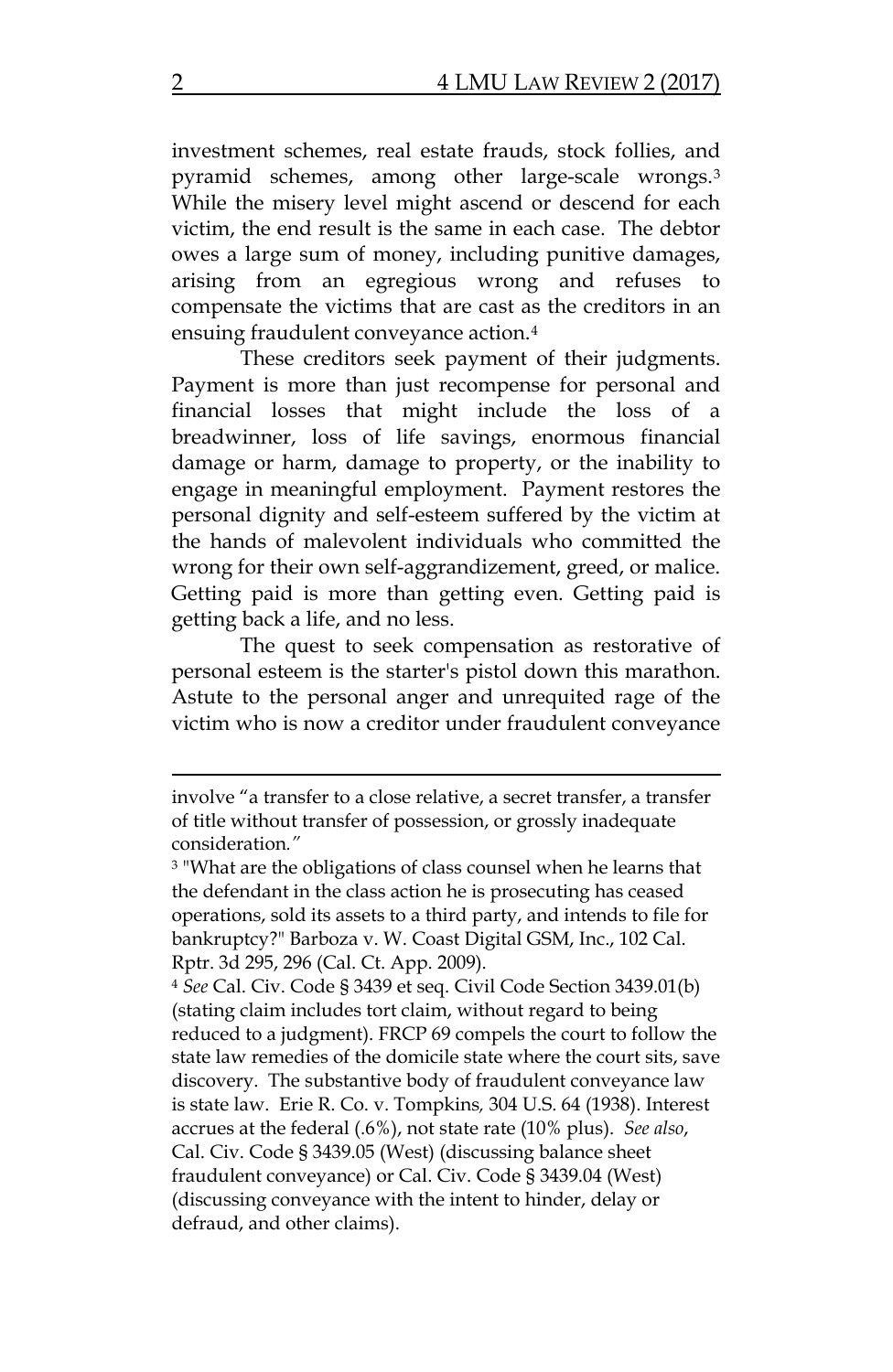investment schemes, real estate frauds, stock follies, and pyramid schemes, among other large-scale wrongs.[3] While the misery level might ascend or descend for each victim, the end result is the same in each case. The debtor owes a large sum of money, including punitive damages, arising from an egregious wrong and refuses to compensate the victims that are cast as the creditors in an ensuing fraudulent conveyance action.[4]

These creditors seek payment of their judgments. Payment is more than just recompense for personal and financial losses that might include the loss of a breadwinner, loss of life savings, enormous financial damage or harm, damage to property, or the inability to engage in meaningful employment. Payment restores the personal dignity and self-esteem suffered by the victim at the hands of malevolent individuals who committed the wrong for their own self-aggrandizement, greed, or malice. Getting paid is more than getting even. Getting paid is getting back a life, and no less.

The quest to seek compensation as restorative of personal esteem is the starter's pistol down this marathon. Astute to the personal anger and unrequited rage of the victim who is now a creditor under fraudulent conveyance

---

involve "a transfer to a close relative, a secret transfer, a transfer of title without transfer of possession, or grossly inadequate consideration."

[3] "What are the obligations of class counsel when he learns that the defendant in the class action he is prosecuting has ceased operations, sold its assets to a third party, and intends to file for bankruptcy?" Barboza v. W. Coast Digital GSM, Inc., 102 Cal. Rptr. 3d 295, 296 (Cal. Ct. App. 2009).

[4] *See* Cal. Civ. Code § 3439 et seq. Civil Code Section 3439.01(b) (stating claim includes tort claim, without regard to being reduced to a judgment). FRCP 69 compels the court to follow the state law remedies of the domicile state where the court sits, save discovery. The substantive body of fraudulent conveyance law is state law. Erie R. Co. v. Tompkins*,* 304 U.S. 64 (1938). Interest accrues at the federal (.6%), not state rate (10% plus). *See also*, Cal. Civ. Code § 3439.05 (West) (discussing balance sheet fraudulent conveyance) or Cal. Civ. Code § 3439.04 (West) (discussing conveyance with the intent to hinder, delay or defraud, and other claims).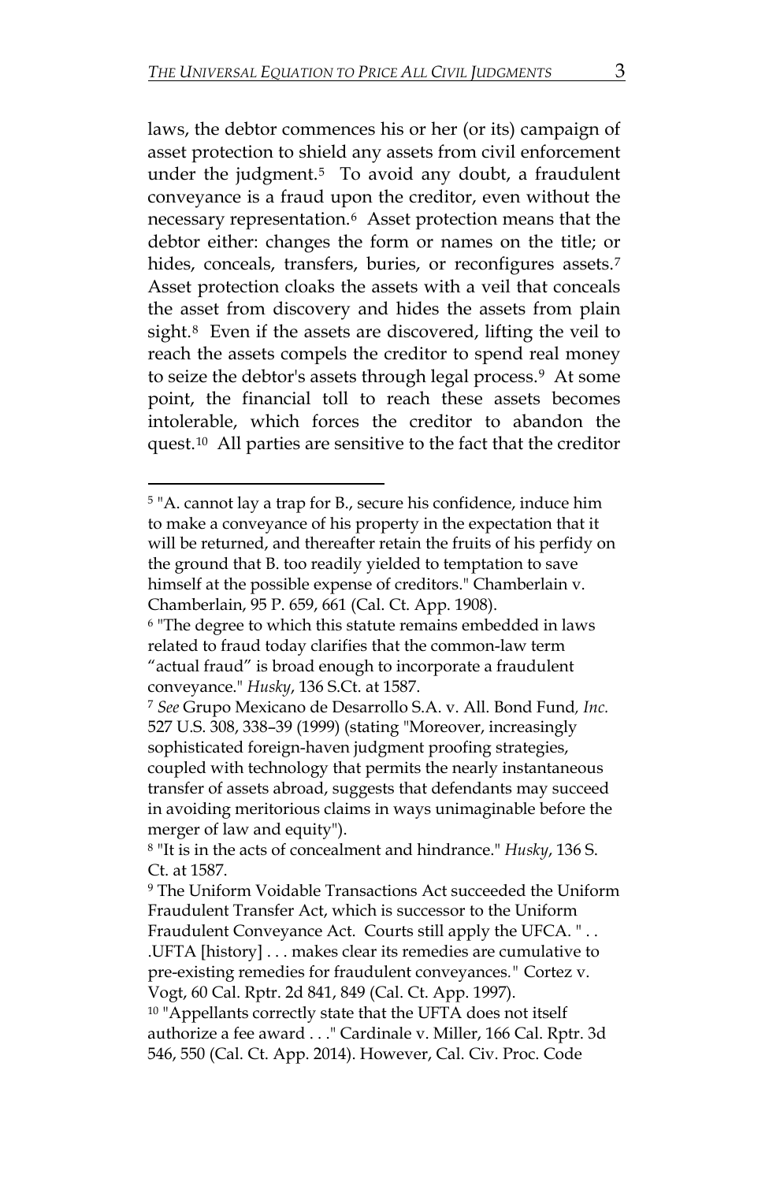laws, the debtor commences his or her (or its) campaign of asset protection to shield any assets from civil enforcement under the judgment.[5] To avoid any doubt, a fraudulent conveyance is a fraud upon the creditor, even without the necessary representation.[6] Asset protection means that the debtor either: changes the form or names on the title; or hides, conceals, transfers, buries, or reconfigures assets.[7] Asset protection cloaks the assets with a veil that conceals the asset from discovery and hides the assets from plain sight.[8] Even if the assets are discovered, lifting the veil to reach the assets compels the creditor to spend real money to seize the debtor's assets through legal process.[9] At some point, the financial toll to reach these assets becomes intolerable, which forces the creditor to abandon the quest.[10] All parties are sensitive to the fact that the creditor

---

[5] "A. cannot lay a trap for B., secure his confidence, induce him to make a conveyance of his property in the expectation that it will be returned, and thereafter retain the fruits of his perfidy on the ground that B. too readily yielded to temptation to save himself at the possible expense of creditors." Chamberlain v. Chamberlain, 95 P. 659, 661 (Cal. Ct. App. 1908).

[6] "The degree to which this statute remains embedded in laws related to fraud today clarifies that the common-law term "actual fraud" is broad enough to incorporate a fraudulent conveyance." *Husky*, 136 S.Ct. at 1587.

[7] *See* Grupo Mexicano de Desarrollo S.A. v. All. Bond Fund*, Inc.* 527 U.S. 308, 338–39 (1999) (stating "Moreover, increasingly sophisticated foreign-haven judgment proofing strategies, coupled with technology that permits the nearly instantaneous transfer of assets abroad, suggests that defendants may succeed in avoiding meritorious claims in ways unimaginable before the merger of law and equity").

[8] "It is in the acts of concealment and hindrance." *Husky*, 136 S. Ct. at 1587.

[9] The Uniform Voidable Transactions Act succeeded the Uniform Fraudulent Transfer Act, which is successor to the Uniform Fraudulent Conveyance Act. Courts still apply the UFCA. " . . .UFTA [history] . . . makes clear its remedies are cumulative to pre-existing remedies for fraudulent conveyances." Cortez v. Vogt, 60 Cal. Rptr. 2d 841, 849 (Cal. Ct. App. 1997).

[10] "Appellants correctly state that the UFTA does not itself authorize a fee award . . ." Cardinale v. Miller, 166 Cal. Rptr. 3d 546, 550 (Cal. Ct. App. 2014). However, Cal. Civ. Proc. Code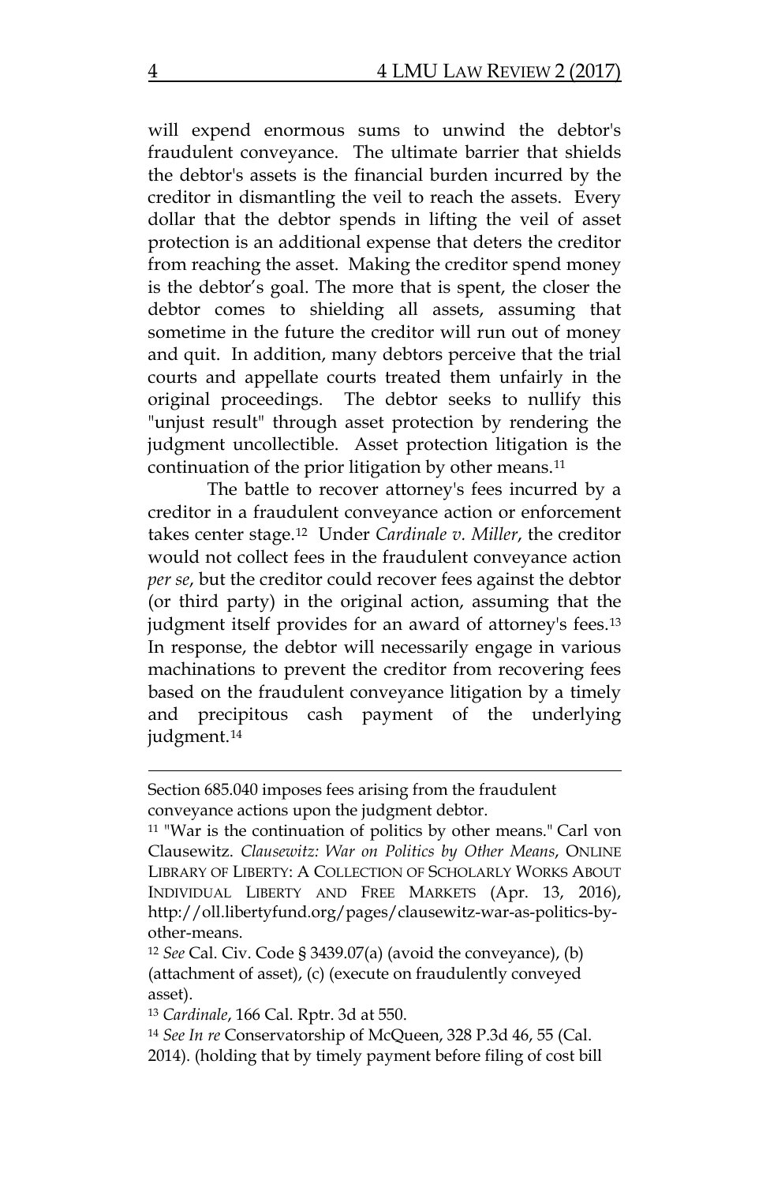will expend enormous sums to unwind the debtor's fraudulent conveyance. The ultimate barrier that shields the debtor's assets is the financial burden incurred by the creditor in dismantling the veil to reach the assets. Every dollar that the debtor spends in lifting the veil of asset protection is an additional expense that deters the creditor from reaching the asset. Making the creditor spend money is the debtor's goal. The more that is spent, the closer the debtor comes to shielding all assets, assuming that sometime in the future the creditor will run out of money and quit. In addition, many debtors perceive that the trial courts and appellate courts treated them unfairly in the original proceedings. The debtor seeks to nullify this "unjust result" through asset protection by rendering the judgment uncollectible. Asset protection litigation is the continuation of the prior litigation by other means.[11]

The battle to recover attorney's fees incurred by a creditor in a fraudulent conveyance action or enforcement takes center stage.[12] Under *Cardinale v. Miller*, the creditor would not collect fees in the fraudulent conveyance action *per se*, but the creditor could recover fees against the debtor (or third party) in the original action, assuming that the judgment itself provides for an award of attorney's fees.[13] In response, the debtor will necessarily engage in various machinations to prevent the creditor from recovering fees based on the fraudulent conveyance litigation by a timely and precipitous cash payment of the underlying judgment.[14]

---

Section 685.040 imposes fees arising from the fraudulent conveyance actions upon the judgment debtor.

[11] "War is the continuation of politics by other means." Carl von Clausewitz. *Clausewitz: War on Politics by Other Means*, ONLINE LIBRARY OF LIBERTY: A COLLECTION OF SCHOLARLY WORKS ABOUT INDIVIDUAL LIBERTY AND FREE MARKETS (Apr. 13, 2016), http://oll.libertyfund.org/pages/clausewitz-war-as-politics-by-other-means.

[12] *See* Cal. Civ. Code § 3439.07(a) (avoid the conveyance), (b) (attachment of asset), (c) (execute on fraudulently conveyed asset).

[13] *Cardinale*, 166 Cal. Rptr. 3d at 550.

[14] *See In re* Conservatorship of McQueen, 328 P.3d 46, 55 (Cal. 2014). (holding that by timely payment before filing of cost bill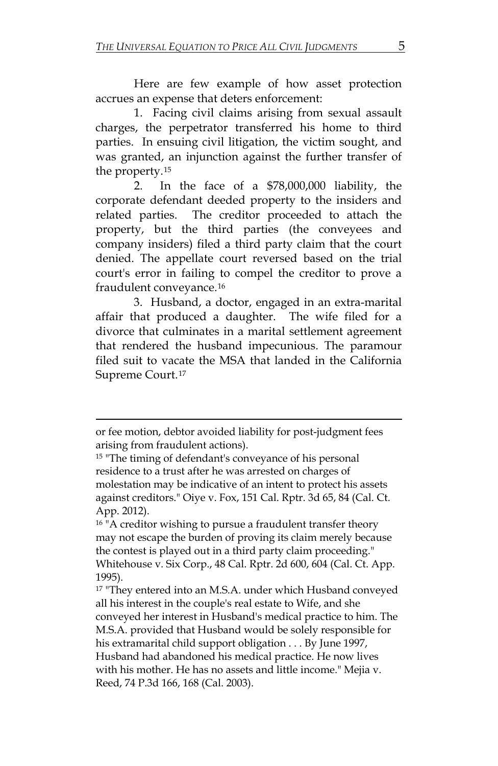Here are few example of how asset protection accrues an expense that deters enforcement:

1. Facing civil claims arising from sexual assault charges, the perpetrator transferred his home to third parties. In ensuing civil litigation, the victim sought, and was granted, an injunction against the further transfer of the property.[15]

2. In the face of a $78,000,000 liability, the corporate defendant deeded property to the insiders and related parties. The creditor proceeded to attach the property, but the third parties (the conveyees and company insiders) filed a third party claim that the court denied. The appellate court reversed based on the trial court's error in failing to compel the creditor to prove a fraudulent conveyance.[16]

3. Husband, a doctor, engaged in an extra-marital affair that produced a daughter. The wife filed for a divorce that culminates in a marital settlement agreement that rendered the husband impecunious. The paramour filed suit to vacate the MSA that landed in the California Supreme Court.[17]

---

or fee motion, debtor avoided liability for post-judgment fees arising from fraudulent actions).

[15] "The timing of defendant's conveyance of his personal residence to a trust after he was arrested on charges of molestation may be indicative of an intent to protect his assets against creditors." Oiye v. Fox, 151 Cal. Rptr. 3d 65, 84 (Cal. Ct. App. 2012).

[16] "A creditor wishing to pursue a fraudulent transfer theory may not escape the burden of proving its claim merely because the contest is played out in a third party claim proceeding." Whitehouse v. Six Corp., 48 Cal. Rptr. 2d 600, 604 (Cal. Ct. App. 1995).

[17] "They entered into an M.S.A. under which Husband conveyed all his interest in the couple's real estate to Wife, and she conveyed her interest in Husband's medical practice to him. The M.S.A. provided that Husband would be solely responsible for his extramarital child support obligation . . . By June 1997, Husband had abandoned his medical practice. He now lives with his mother. He has no assets and little income." Mejia v. Reed, 74 P.3d 166, 168 (Cal. 2003).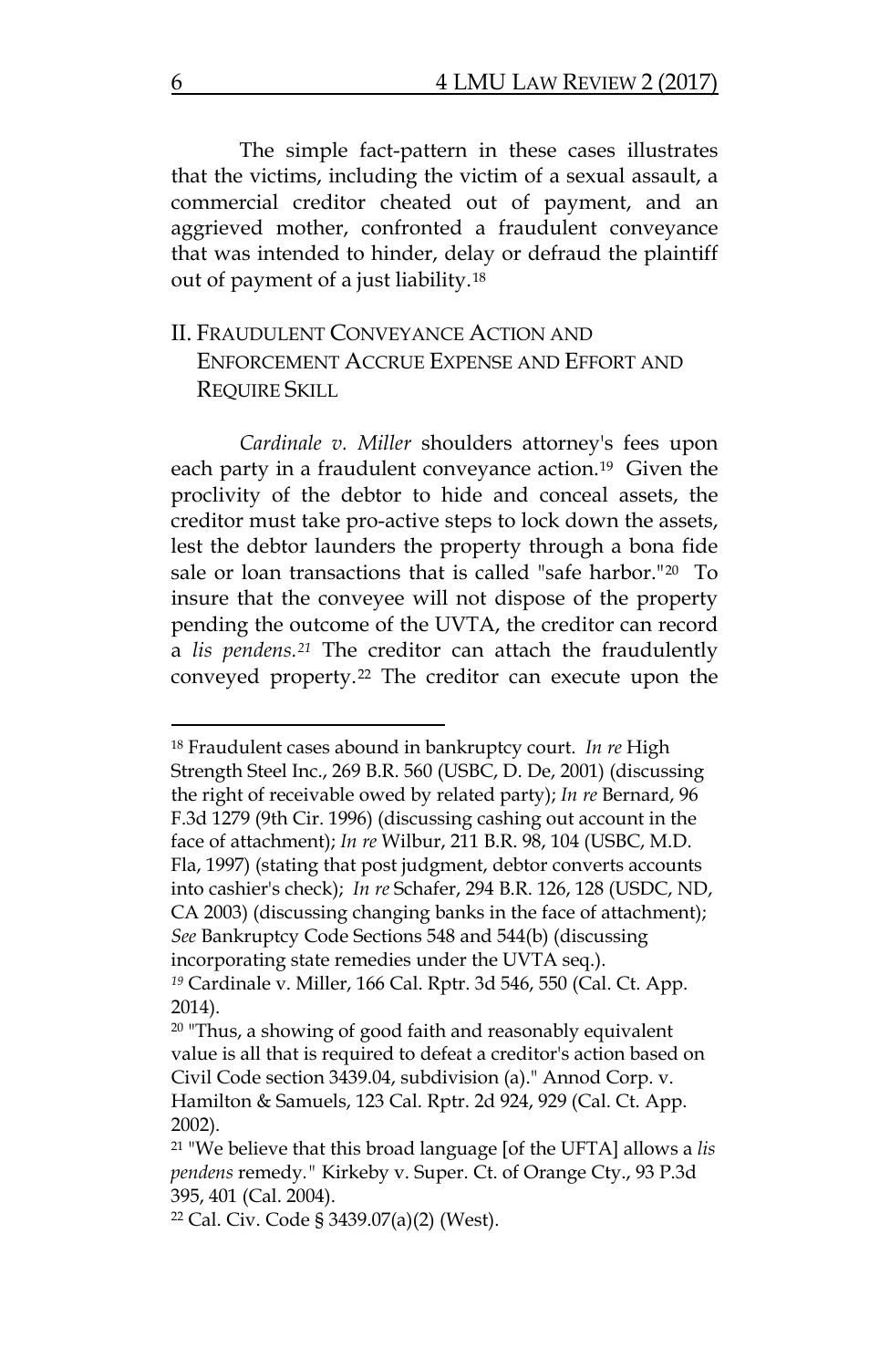The simple fact-pattern in these cases illustrates that the victims, including the victim of a sexual assault, a commercial creditor cheated out of payment, and an aggrieved mother, confronted a fraudulent conveyance that was intended to hinder, delay or defraud the plaintiff out of payment of a just liability.[18]

## II. Fraudulent Conveyance Action and Enforcement Accrue Expense and Effort and Require Skill

*Cardinale v. Miller* shoulders attorney's fees upon each party in a fraudulent conveyance action.[19] Given the proclivity of the debtor to hide and conceal assets, the creditor must take pro-active steps to lock down the assets, lest the debtor launders the property through a bona fide sale or loan transactions that is called "safe harbor."[20] To insure that the conveyee will not dispose of the property pending the outcome of the UVTA, the creditor can record a *lis pendens.*[21] The creditor can attach the fraudulently conveyed property.[22] The creditor can execute upon the

---

[18] Fraudulent cases abound in bankruptcy court. *In re* High Strength Steel Inc., 269 B.R. 560 (USBC, D. De, 2001) (discussing the right of receivable owed by related party); *In re* Bernard, 96 F.3d 1279 (9th Cir. 1996) (discussing cashing out account in the face of attachment); *In re* Wilbur, 211 B.R. 98, 104 (USBC, M.D. Fla, 1997) (stating that post judgment, debtor converts accounts into cashier's check); *In re* Schafer, 294 B.R. 126, 128 (USDC, ND, CA 2003) (discussing changing banks in the face of attachment); *See* Bankruptcy Code Sections 548 and 544(b) (discussing incorporating state remedies under the UVTA seq.).

[19] Cardinale v. Miller, 166 Cal. Rptr. 3d 546, 550 (Cal. Ct. App. 2014).

[20] "Thus, a showing of good faith and reasonably equivalent value is all that is required to defeat a creditor's action based on Civil Code section 3439.04, subdivision (a)." Annod Corp. v. Hamilton & Samuels, 123 Cal. Rptr. 2d 924, 929 (Cal. Ct. App. 2002).

[21] "We believe that this broad language [of the UFTA] allows a *lis pendens* remedy." Kirkeby v. Super. Ct. of Orange Cty., 93 P.3d 395, 401 (Cal. 2004).

[22] Cal. Civ. Code § 3439.07(a)(2) (West).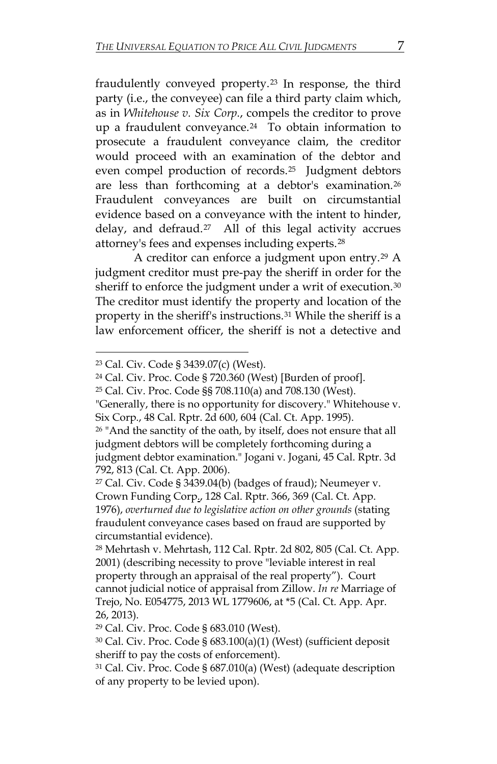fraudulently conveyed property.[23] In response, the third party (i.e., the conveyee) can file a third party claim which, as in *Whitehouse v. Six Corp.*, compels the creditor to prove up a fraudulent conveyance.[24] To obtain information to prosecute a fraudulent conveyance claim, the creditor would proceed with an examination of the debtor and even compel production of records.[25] Judgment debtors are less than forthcoming at a debtor's examination.[26] Fraudulent conveyances are built on circumstantial evidence based on a conveyance with the intent to hinder, delay, and defraud.[27] All of this legal activity accrues attorney's fees and expenses including experts.[28]

A creditor can enforce a judgment upon entry.[29] A judgment creditor must pre-pay the sheriff in order for the sheriff to enforce the judgment under a writ of execution.[30] The creditor must identify the property and location of the property in the sheriff's instructions.[31] While the sheriff is a law enforcement officer, the sheriff is not a detective and

---

[23] Cal. Civ. Code § 3439.07(c) (West).

[24] Cal. Civ. Proc. Code § 720.360 (West) [Burden of proof].

[25] Cal. Civ. Proc. Code §§ 708.110(a) and 708.130 (West). "Generally, there is no opportunity for discovery." Whitehouse v. Six Corp., 48 Cal. Rptr. 2d 600, 604 (Cal. Ct. App. 1995).

[26] "And the sanctity of the oath, by itself, does not ensure that all judgment debtors will be completely forthcoming during a judgment debtor examination." Jogani v. Jogani, 45 Cal. Rptr. 3d 792, 813 (Cal. Ct. App. 2006).

[27] Cal. Civ. Code § 3439.04(b) (badges of fraud); Neumeyer v. Crown Funding Corp., 128 Cal. Rptr. 366, 369 (Cal. Ct. App. 1976), *overturned due to legislative action on other grounds* (stating fraudulent conveyance cases based on fraud are supported by circumstantial evidence).

[28] Mehrtash v. Mehrtash, 112 Cal. Rptr. 2d 802, 805 (Cal. Ct. App. 2001) (describing necessity to prove "leviable interest in real property through an appraisal of the real property"). Court cannot judicial notice of appraisal from Zillow. *In re* Marriage of Trejo, No. E054775, 2013 WL 1779606, at *5 (Cal. Ct. App. Apr. 26, 2013).

[29] Cal. Civ. Proc. Code § 683.010 (West).

[30] Cal. Civ. Proc. Code § 683.100(a)(1) (West) (sufficient deposit sheriff to pay the costs of enforcement).

[31] Cal. Civ. Proc. Code § 687.010(a) (West) (adequate description of any property to be levied upon).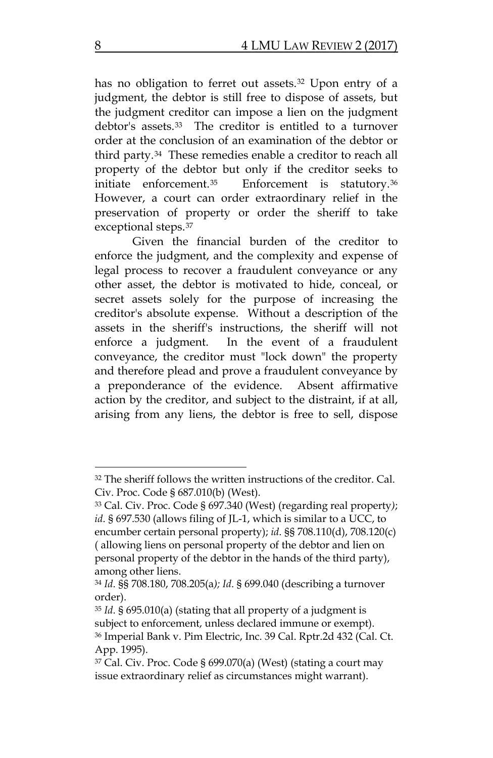has no obligation to ferret out assets.[32] Upon entry of a judgment, the debtor is still free to dispose of assets, but the judgment creditor can impose a lien on the judgment debtor's assets.[33] The creditor is entitled to a turnover order at the conclusion of an examination of the debtor or third party.[34] These remedies enable a creditor to reach all property of the debtor but only if the creditor seeks to initiate enforcement.[35] Enforcement is statutory.[36] However, a court can order extraordinary relief in the preservation of property or order the sheriff to take exceptional steps.[37]

Given the financial burden of the creditor to enforce the judgment, and the complexity and expense of legal process to recover a fraudulent conveyance or any other asset, the debtor is motivated to hide, conceal, or secret assets solely for the purpose of increasing the creditor's absolute expense. Without a description of the assets in the sheriff's instructions, the sheriff will not enforce a judgment. In the event of a fraudulent conveyance, the creditor must "lock down" the property and therefore plead and prove a fraudulent conveyance by a preponderance of the evidence. Absent affirmative action by the creditor, and subject to the distraint, if at all, arising from any liens, the debtor is free to sell, dispose

---

[32] The sheriff follows the written instructions of the creditor. Cal. Civ. Proc. Code § 687.010(b) (West).

[33] Cal. Civ. Proc. Code § 697.340 (West) (regarding real property); *id*. § 697.530 (allows filing of JL-1, which is similar to a UCC, to encumber certain personal property); *id*. §§ 708.110(d), 708.120(c) ( allowing liens on personal property of the debtor and lien on personal property of the debtor in the hands of the third party), among other liens.

[34] *Id*. §§ 708.180, 708.205(a); *Id*. § 699.040 (describing a turnover order).

[35] *Id*. § 695.010(a) (stating that all property of a judgment is subject to enforcement, unless declared immune or exempt).

[36] Imperial Bank v. Pim Electric, Inc. 39 Cal. Rptr.2d 432 (Cal. Ct. App. 1995).

[37] Cal. Civ. Proc. Code § 699.070(a) (West) (stating a court may issue extraordinary relief as circumstances might warrant).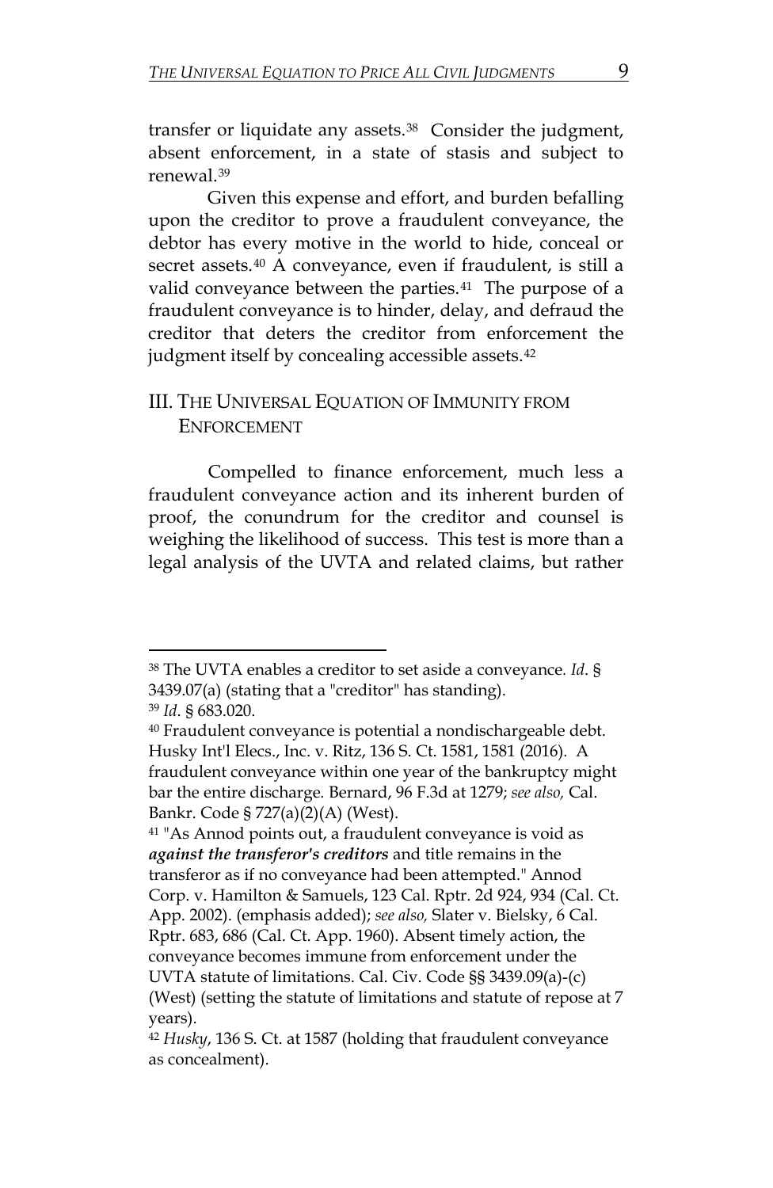transfer or liquidate any assets.[38] Consider the judgment, absent enforcement, in a state of stasis and subject to renewal.[39]

Given this expense and effort, and burden befalling upon the creditor to prove a fraudulent conveyance, the debtor has every motive in the world to hide, conceal or secret assets.[40] A conveyance, even if fraudulent, is still a valid conveyance between the parties.[41] The purpose of a fraudulent conveyance is to hinder, delay, and defraud the creditor that deters the creditor from enforcement the judgment itself by concealing accessible assets.[42]

## III. THE UNIVERSAL EQUATION OF IMMUNITY FROM ENFORCEMENT

Compelled to finance enforcement, much less a fraudulent conveyance action and its inherent burden of proof, the conundrum for the creditor and counsel is weighing the likelihood of success. This test is more than a legal analysis of the UVTA and related claims, but rather

---

[38] The UVTA enables a creditor to set aside a conveyance. *Id*. § 3439.07(a) (stating that a "creditor" has standing).

[39] *Id*. § 683.020.

[40] Fraudulent conveyance is potential a nondischargeable debt. Husky Int'l Elecs., Inc. v. Ritz, 136 S. Ct. 1581, 1581 (2016). A fraudulent conveyance within one year of the bankruptcy might bar the entire discharge. Bernard, 96 F.3d at 1279; *see also,* Cal. Bankr. Code § 727(a)(2)(A) (West).

[41] "As Annod points out, a fraudulent conveyance is void as ***against the transferor's creditors*** and title remains in the transferor as if no conveyance had been attempted." Annod Corp. v. Hamilton & Samuels, 123 Cal. Rptr. 2d 924, 934 (Cal. Ct. App. 2002). (emphasis added); *see also,* Slater v. Bielsky, 6 Cal. Rptr. 683, 686 (Cal. Ct. App. 1960). Absent timely action, the conveyance becomes immune from enforcement under the UVTA statute of limitations. Cal. Civ. Code §§ 3439.09(a)-(c) (West) (setting the statute of limitations and statute of repose at 7 years).

[42] *Husky*, 136 S. Ct. at 1587 (holding that fraudulent conveyance as concealment).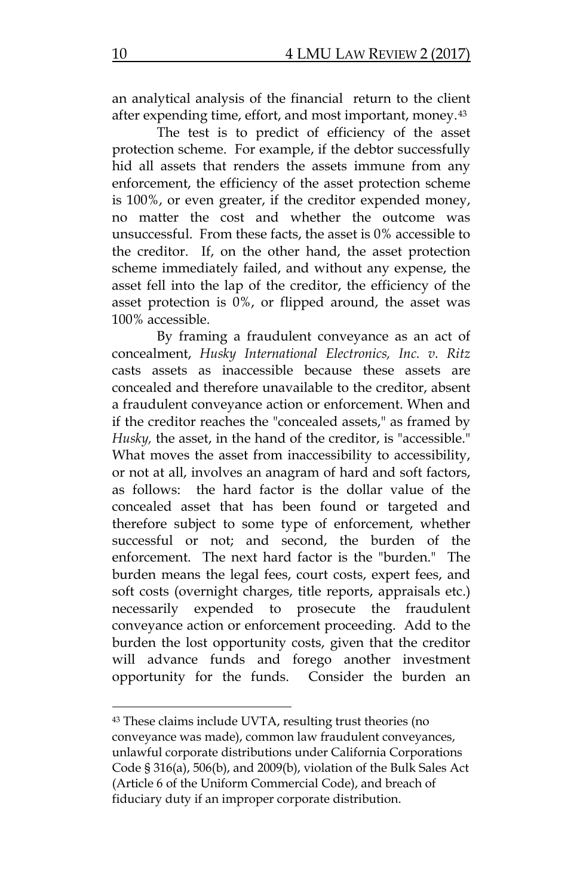an analytical analysis of the financial return to the client after expending time, effort, and most important, money.[43]

The test is to predict of efficiency of the asset protection scheme. For example, if the debtor successfully hid all assets that renders the assets immune from any enforcement, the efficiency of the asset protection scheme is 100%, or even greater, if the creditor expended money, no matter the cost and whether the outcome was unsuccessful. From these facts, the asset is 0% accessible to the creditor. If, on the other hand, the asset protection scheme immediately failed, and without any expense, the asset fell into the lap of the creditor, the efficiency of the asset protection is 0%, or flipped around, the asset was 100% accessible.

By framing a fraudulent conveyance as an act of concealment, *Husky International Electronics, Inc. v. Ritz* casts assets as inaccessible because these assets are concealed and therefore unavailable to the creditor, absent a fraudulent conveyance action or enforcement. When and if the creditor reaches the "concealed assets," as framed by *Husky,* the asset, in the hand of the creditor, is "accessible." What moves the asset from inaccessibility to accessibility, or not at all, involves an anagram of hard and soft factors, as follows: the hard factor is the dollar value of the concealed asset that has been found or targeted and therefore subject to some type of enforcement, whether successful or not; and second, the burden of the enforcement. The next hard factor is the "burden." The burden means the legal fees, court costs, expert fees, and soft costs (overnight charges, title reports, appraisals etc.) necessarily expended to prosecute the fraudulent conveyance action or enforcement proceeding. Add to the burden the lost opportunity costs, given that the creditor will advance funds and forego another investment opportunity for the funds. Consider the burden an

[43] These claims include UVTA, resulting trust theories (no conveyance was made), common law fraudulent conveyances, unlawful corporate distributions under California Corporations Code § 316(a), 506(b), and 2009(b), violation of the Bulk Sales Act (Article 6 of the Uniform Commercial Code), and breach of fiduciary duty if an improper corporate distribution.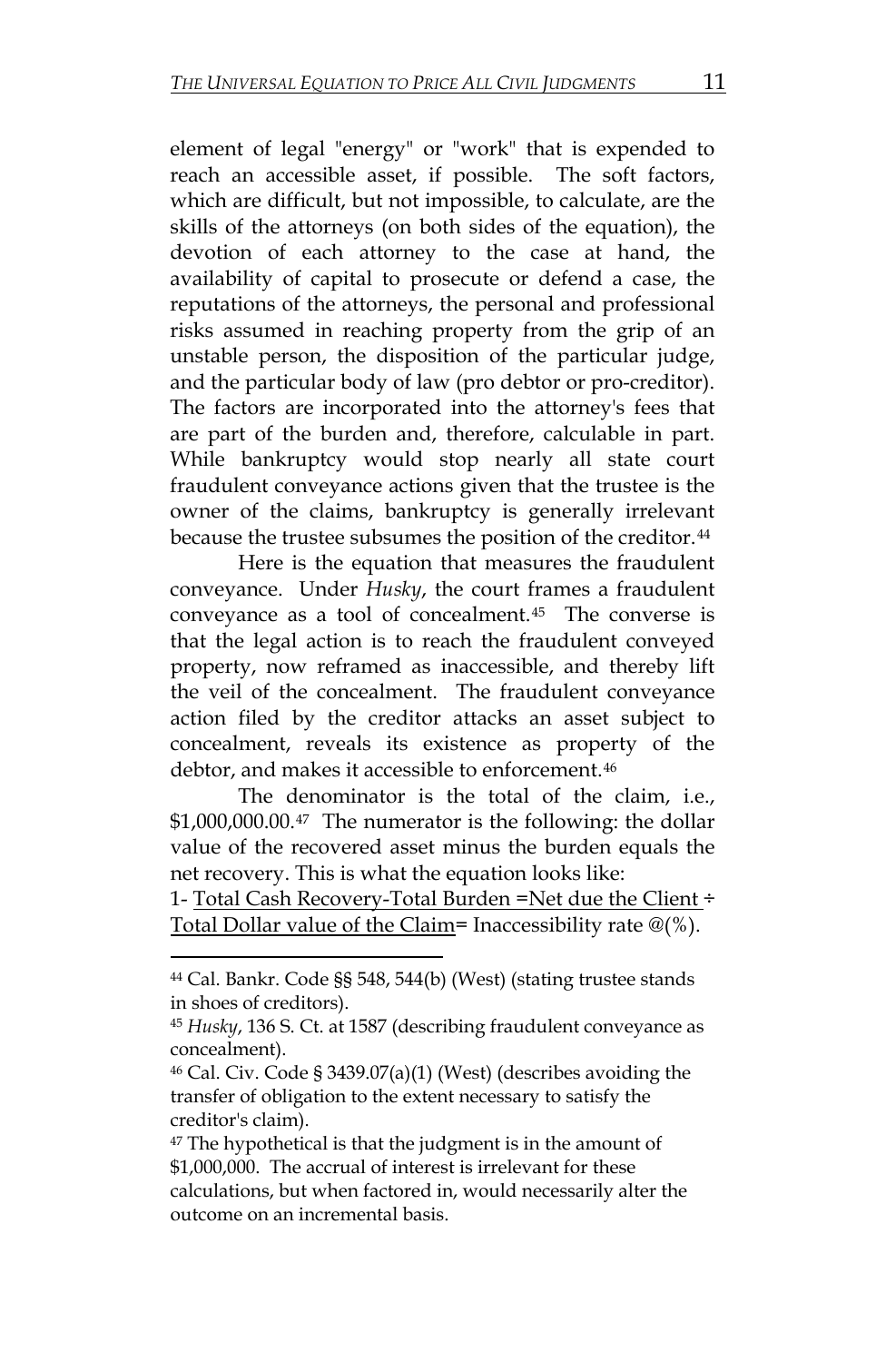element of legal "energy" or "work" that is expended to reach an accessible asset, if possible. The soft factors, which are difficult, but not impossible, to calculate, are the skills of the attorneys (on both sides of the equation), the devotion of each attorney to the case at hand, the availability of capital to prosecute or defend a case, the reputations of the attorneys, the personal and professional risks assumed in reaching property from the grip of an unstable person, the disposition of the particular judge, and the particular body of law (pro debtor or pro-creditor). The factors are incorporated into the attorney's fees that are part of the burden and, therefore, calculable in part. While bankruptcy would stop nearly all state court fraudulent conveyance actions given that the trustee is the owner of the claims, bankruptcy is generally irrelevant because the trustee subsumes the position of the creditor.[44]

Here is the equation that measures the fraudulent conveyance. Under *Husky*, the court frames a fraudulent conveyance as a tool of concealment.[45] The converse is that the legal action is to reach the fraudulent conveyed property, now reframed as inaccessible, and thereby lift the veil of the concealment. The fraudulent conveyance action filed by the creditor attacks an asset subject to concealment, reveals its existence as property of the debtor, and makes it accessible to enforcement.[46]

The denominator is the total of the claim, i.e., $1,000,000.00.[47] The numerator is the following: the dollar value of the recovered asset minus the burden equals the net recovery. This is what the equation looks like:

1- <u>Total Cash Recovery-Total Burden =Net due the Client</u> ÷ <u>Total Dollar value of the Claim</u>= Inaccessibility rate @(%).

---

[44] Cal. Bankr. Code §§ 548, 544(b) (West) (stating trustee stands in shoes of creditors).

[45] *Husky*, 136 S. Ct. at 1587 (describing fraudulent conveyance as concealment).

[46] Cal. Civ. Code § 3439.07(a)(1) (West) (describes avoiding the transfer of obligation to the extent necessary to satisfy the creditor's claim).

[47] The hypothetical is that the judgment is in the amount of $1,000,000. The accrual of interest is irrelevant for these calculations, but when factored in, would necessarily alter the outcome on an incremental basis.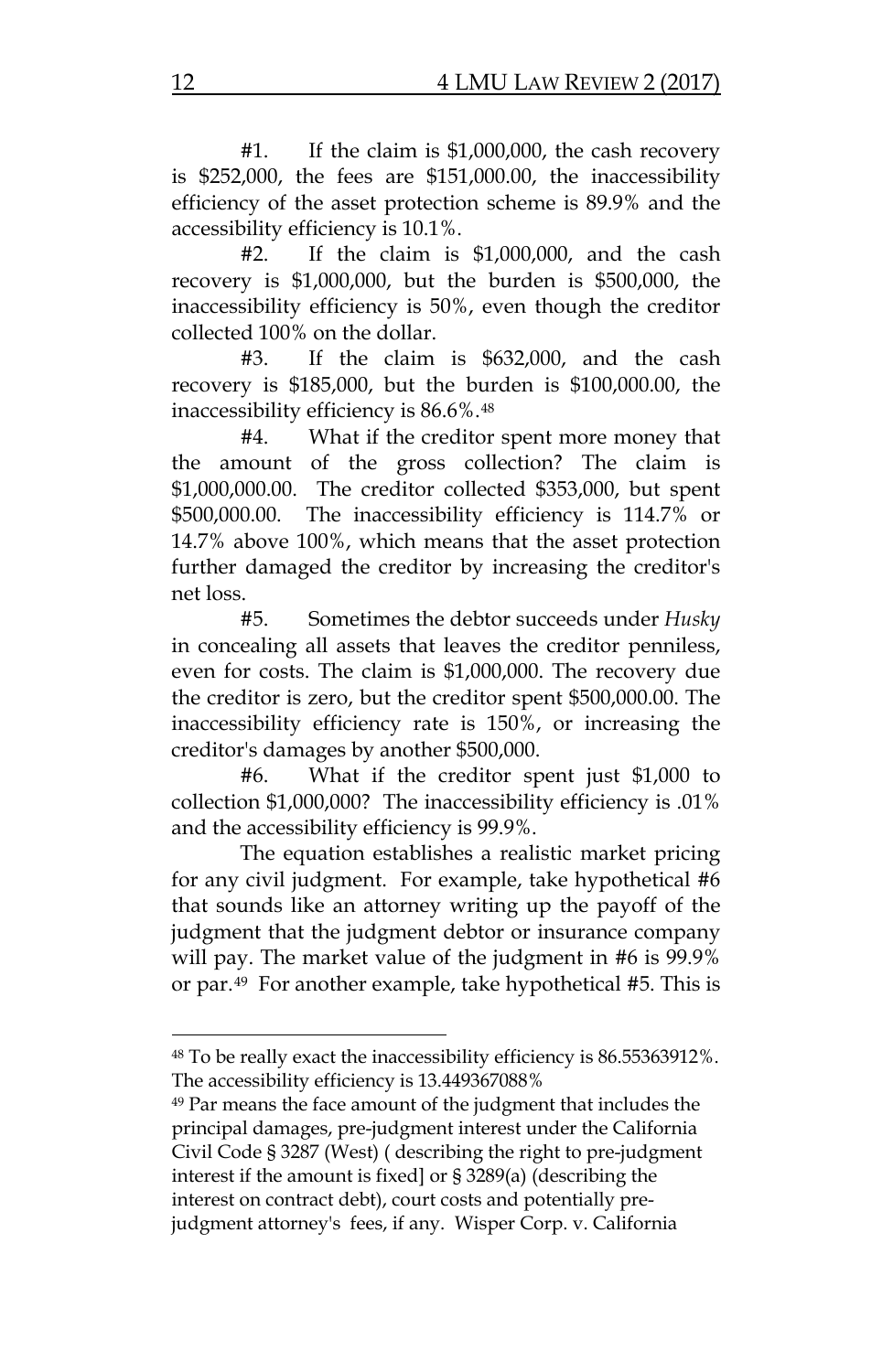#1. If the claim is $1,000,000, the cash recovery is $252,000, the fees are $151,000.00, the inaccessibility efficiency of the asset protection scheme is 89.9% and the accessibility efficiency is 10.1%.

#2. If the claim is $1,000,000, and the cash recovery is $1,000,000, but the burden is $500,000, the inaccessibility efficiency is 50%, even though the creditor collected 100% on the dollar.

#3. If the claim is $632,000, and the cash recovery is $185,000, but the burden is $100,000.00, the inaccessibility efficiency is 86.6%.[48]

#4. What if the creditor spent more money that the amount of the gross collection? The claim is $1,000,000.00. The creditor collected $353,000, but spent $500,000.00. The inaccessibility efficiency is 114.7% or 14.7% above 100%, which means that the asset protection further damaged the creditor by increasing the creditor's net loss.

#5. Sometimes the debtor succeeds under *Husky* in concealing all assets that leaves the creditor penniless, even for costs. The claim is $1,000,000. The recovery due the creditor is zero, but the creditor spent $500,000.00. The inaccessibility efficiency rate is 150%, or increasing the creditor's damages by another $500,000.

#6. What if the creditor spent just $1,000 to collection $1,000,000? The inaccessibility efficiency is .01% and the accessibility efficiency is 99.9%.

The equation establishes a realistic market pricing for any civil judgment. For example, take hypothetical #6 that sounds like an attorney writing up the payoff of the judgment that the judgment debtor or insurance company will pay. The market value of the judgment in #6 is 99.9% or par.[49] For another example, take hypothetical #5. This is

---

[48] To be really exact the inaccessibility efficiency is 86.55363912%. The accessibility efficiency is 13.449367088%

[49] Par means the face amount of the judgment that includes the principal damages, pre-judgment interest under the California Civil Code § 3287 (West) ( describing the right to pre-judgment interest if the amount is fixed] or § 3289(a) (describing the interest on contract debt), court costs and potentially pre-judgment attorney's fees, if any. Wisper Corp. v. California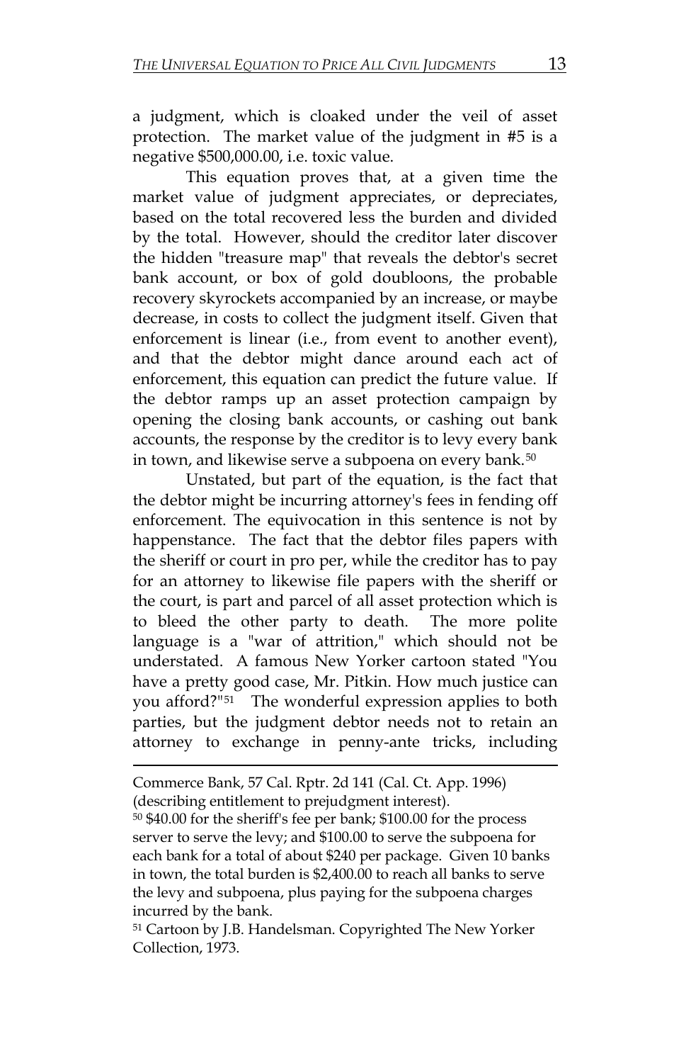a judgment, which is cloaked under the veil of asset protection. The market value of the judgment in #5 is a negative $500,000.00, i.e. toxic value.

This equation proves that, at a given time the market value of judgment appreciates, or depreciates, based on the total recovered less the burden and divided by the total. However, should the creditor later discover the hidden "treasure map" that reveals the debtor's secret bank account, or box of gold doubloons, the probable recovery skyrockets accompanied by an increase, or maybe decrease, in costs to collect the judgment itself. Given that enforcement is linear (i.e., from event to another event), and that the debtor might dance around each act of enforcement, this equation can predict the future value. If the debtor ramps up an asset protection campaign by opening the closing bank accounts, or cashing out bank accounts, the response by the creditor is to levy every bank in town, and likewise serve a subpoena on every bank.[50]

Unstated, but part of the equation, is the fact that the debtor might be incurring attorney's fees in fending off enforcement. The equivocation in this sentence is not by happenstance. The fact that the debtor files papers with the sheriff or court in pro per, while the creditor has to pay for an attorney to likewise file papers with the sheriff or the court, is part and parcel of all asset protection which is to bleed the other party to death. The more polite language is a "war of attrition," which should not be understated. A famous New Yorker cartoon stated "You have a pretty good case, Mr. Pitkin. How much justice can you afford?"[51] The wonderful expression applies to both parties, but the judgment debtor needs not to retain an attorney to exchange in penny-ante tricks, including

---

Commerce Bank, 57 Cal. Rptr. 2d 141 (Cal. Ct. App. 1996) (describing entitlement to prejudgment interest).

[50] $40.00 for the sheriff's fee per bank; $100.00 for the process server to serve the levy; and $100.00 to serve the subpoena for each bank for a total of about $240 per package. Given 10 banks in town, the total burden is $2,400.00 to reach all banks to serve the levy and subpoena, plus paying for the subpoena charges incurred by the bank.

[51] Cartoon by J.B. Handelsman. Copyrighted The New Yorker Collection, 1973.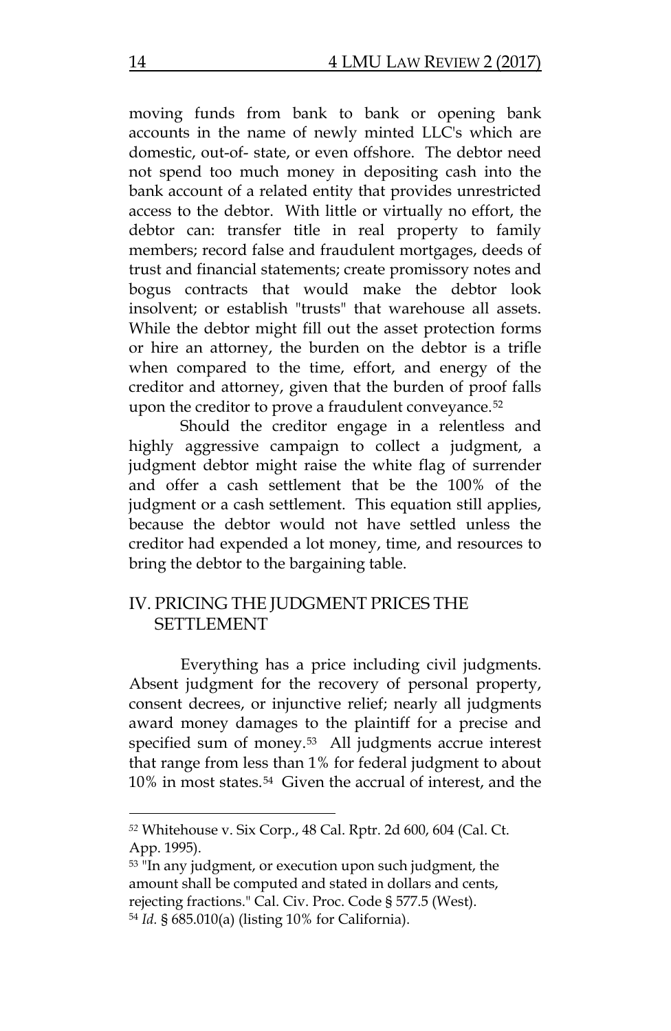moving funds from bank to bank or opening bank accounts in the name of newly minted LLC's which are domestic, out-of- state, or even offshore. The debtor need not spend too much money in depositing cash into the bank account of a related entity that provides unrestricted access to the debtor. With little or virtually no effort, the debtor can: transfer title in real property to family members; record false and fraudulent mortgages, deeds of trust and financial statements; create promissory notes and bogus contracts that would make the debtor look insolvent; or establish "trusts" that warehouse all assets. While the debtor might fill out the asset protection forms or hire an attorney, the burden on the debtor is a trifle when compared to the time, effort, and energy of the creditor and attorney, given that the burden of proof falls upon the creditor to prove a fraudulent conveyance.[52]

Should the creditor engage in a relentless and highly aggressive campaign to collect a judgment, a judgment debtor might raise the white flag of surrender and offer a cash settlement that be the 100% of the judgment or a cash settlement. This equation still applies, because the debtor would not have settled unless the creditor had expended a lot money, time, and resources to bring the debtor to the bargaining table.

## IV. PRICING THE JUDGMENT PRICES THE SETTLEMENT

Everything has a price including civil judgments. Absent judgment for the recovery of personal property, consent decrees, or injunctive relief; nearly all judgments award money damages to the plaintiff for a precise and specified sum of money.[53] All judgments accrue interest that range from less than 1% for federal judgment to about 10% in most states.[54] Given the accrual of interest, and the

---

[52] Whitehouse v. Six Corp., 48 Cal. Rptr. 2d 600, 604 (Cal. Ct. App. 1995).

[53] "In any judgment, or execution upon such judgment, the amount shall be computed and stated in dollars and cents, rejecting fractions." Cal. Civ. Proc. Code § 577.5 (West).

[54] *Id.* § 685.010(a) (listing 10% for California).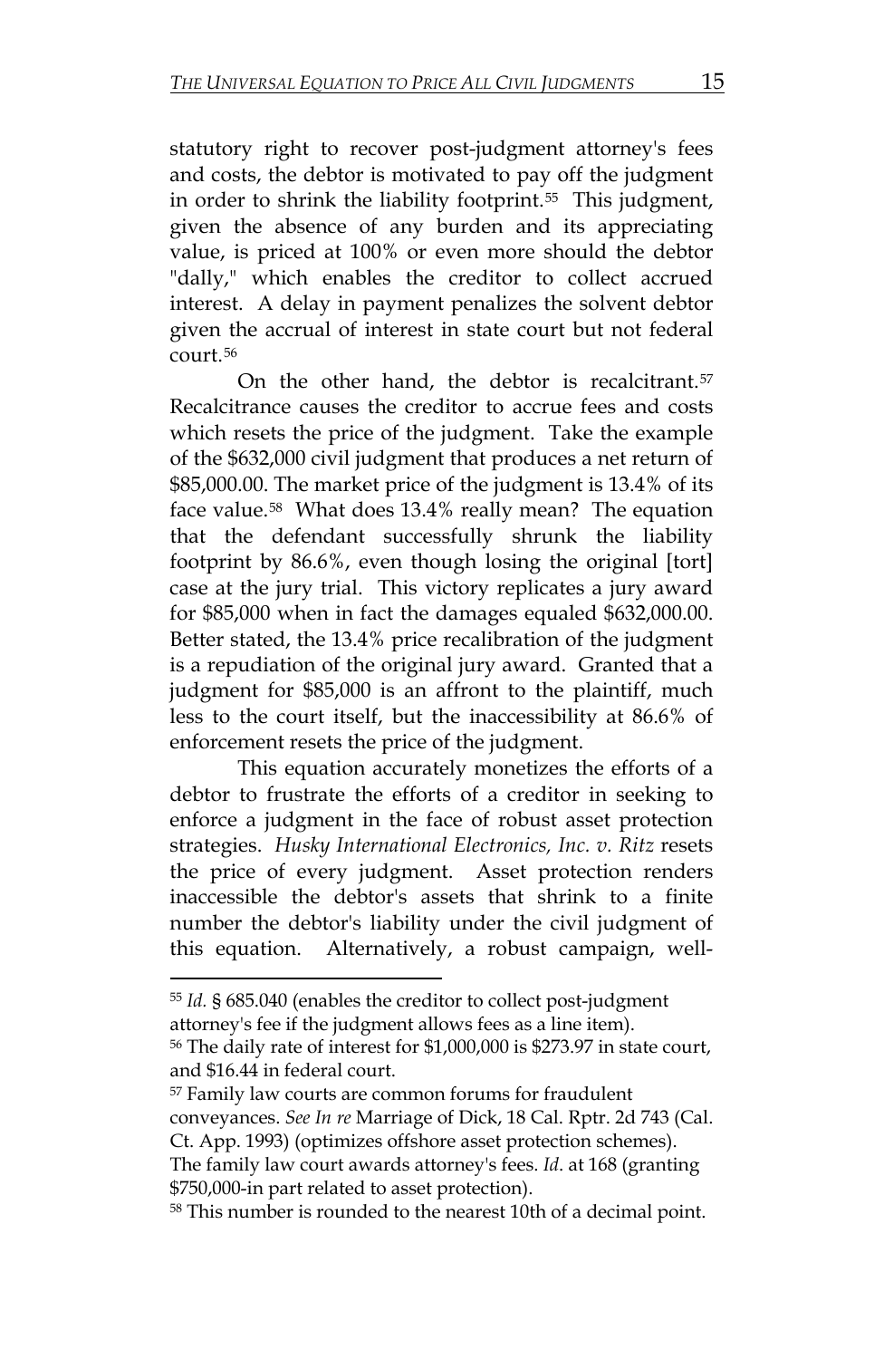statutory right to recover post-judgment attorney's fees and costs, the debtor is motivated to pay off the judgment in order to shrink the liability footprint.[55] This judgment, given the absence of any burden and its appreciating value, is priced at 100% or even more should the debtor "dally," which enables the creditor to collect accrued interest. A delay in payment penalizes the solvent debtor given the accrual of interest in state court but not federal court.[56]

On the other hand, the debtor is recalcitrant.[57] Recalcitrance causes the creditor to accrue fees and costs which resets the price of the judgment. Take the example of the $632,000 civil judgment that produces a net return of $85,000.00. The market price of the judgment is 13.4% of its face value.[58] What does 13.4% really mean? The equation that the defendant successfully shrunk the liability footprint by 86.6%, even though losing the original [tort] case at the jury trial. This victory replicates a jury award for $85,000 when in fact the damages equaled $632,000.00. Better stated, the 13.4% price recalibration of the judgment is a repudiation of the original jury award. Granted that a judgment for $85,000 is an affront to the plaintiff, much less to the court itself, but the inaccessibility at 86.6% of enforcement resets the price of the judgment.

This equation accurately monetizes the efforts of a debtor to frustrate the efforts of a creditor in seeking to enforce a judgment in the face of robust asset protection strategies. *Husky International Electronics, Inc. v. Ritz* resets the price of every judgment. Asset protection renders inaccessible the debtor's assets that shrink to a finite number the debtor's liability under the civil judgment of this equation. Alternatively, a robust campaign, well-

---

[55] *Id.* § 685.040 (enables the creditor to collect post-judgment attorney's fee if the judgment allows fees as a line item).

[56] The daily rate of interest for $1,000,000 is $273.97 in state court, and $16.44 in federal court.

[57] Family law courts are common forums for fraudulent conveyances. *See In re* Marriage of Dick, 18 Cal. Rptr. 2d 743 (Cal. Ct. App. 1993) (optimizes offshore asset protection schemes). The family law court awards attorney's fees. *Id*. at 168 (granting $750,000-in part related to asset protection).

[58] This number is rounded to the nearest 10th of a decimal point.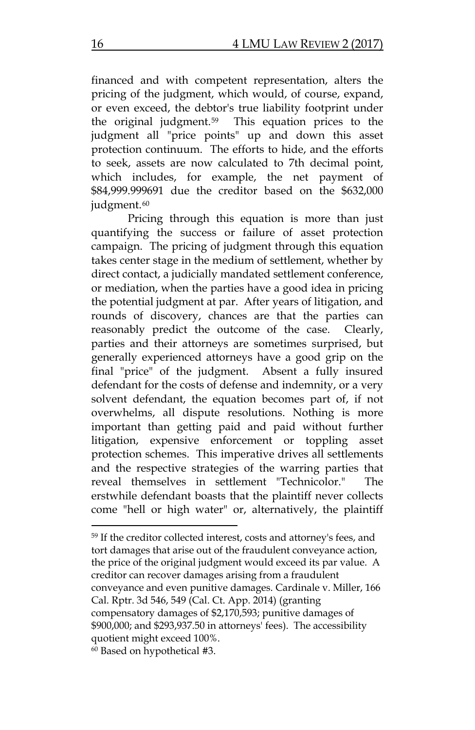financed and with competent representation, alters the pricing of the judgment, which would, of course, expand, or even exceed, the debtor's true liability footprint under the original judgment.[59] This equation prices to the judgment all "price points" up and down this asset protection continuum. The efforts to hide, and the efforts to seek, assets are now calculated to 7th decimal point, which includes, for example, the net payment of $84,999.999691 due the creditor based on the $632,000 judgment.[60]

Pricing through this equation is more than just quantifying the success or failure of asset protection campaign. The pricing of judgment through this equation takes center stage in the medium of settlement, whether by direct contact, a judicially mandated settlement conference, or mediation, when the parties have a good idea in pricing the potential judgment at par. After years of litigation, and rounds of discovery, chances are that the parties can reasonably predict the outcome of the case. Clearly, parties and their attorneys are sometimes surprised, but generally experienced attorneys have a good grip on the final "price" of the judgment. Absent a fully insured defendant for the costs of defense and indemnity, or a very solvent defendant, the equation becomes part of, if not overwhelms, all dispute resolutions. Nothing is more important than getting paid and paid without further litigation, expensive enforcement or toppling asset protection schemes. This imperative drives all settlements and the respective strategies of the warring parties that reveal themselves in settlement "Technicolor." The erstwhile defendant boasts that the plaintiff never collects come "hell or high water" or, alternatively, the plaintiff

---

[59] If the creditor collected interest, costs and attorney's fees, and tort damages that arise out of the fraudulent conveyance action, the price of the original judgment would exceed its par value. A creditor can recover damages arising from a fraudulent conveyance and even punitive damages. Cardinale v. Miller, 166 Cal. Rptr. 3d 546, 549 (Cal. Ct. App. 2014) (granting compensatory damages of $2,170,593; punitive damages of $900,000; and $293,937.50 in attorneys' fees). The accessibility quotient might exceed 100%.

[60] Based on hypothetical #3.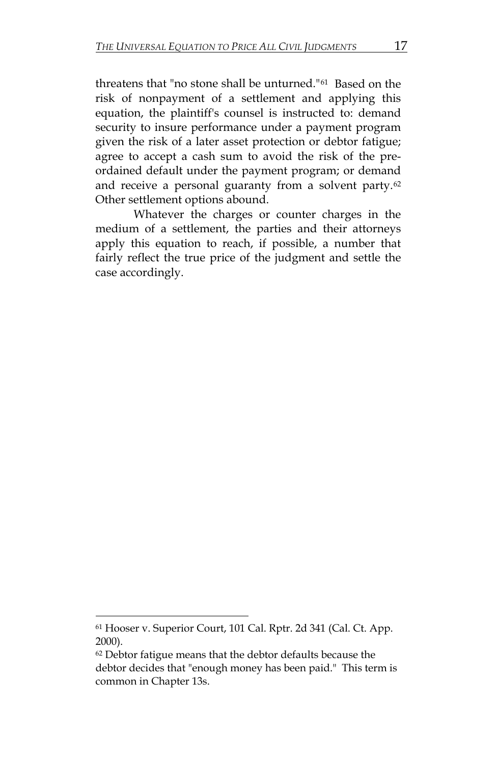threatens that "no stone shall be unturned."[61] Based on the risk of nonpayment of a settlement and applying this equation, the plaintiff's counsel is instructed to: demand security to insure performance under a payment program given the risk of a later asset protection or debtor fatigue; agree to accept a cash sum to avoid the risk of the pre-ordained default under the payment program; or demand and receive a personal guaranty from a solvent party.[62] Other settlement options abound.

Whatever the charges or counter charges in the medium of a settlement, the parties and their attorneys apply this equation to reach, if possible, a number that fairly reflect the true price of the judgment and settle the case accordingly.

---

[61] Hooser v. Superior Court, 101 Cal. Rptr. 2d 341 (Cal. Ct. App. 2000).

[62] Debtor fatigue means that the debtor defaults because the debtor decides that "enough money has been paid." This term is common in Chapter 13s.